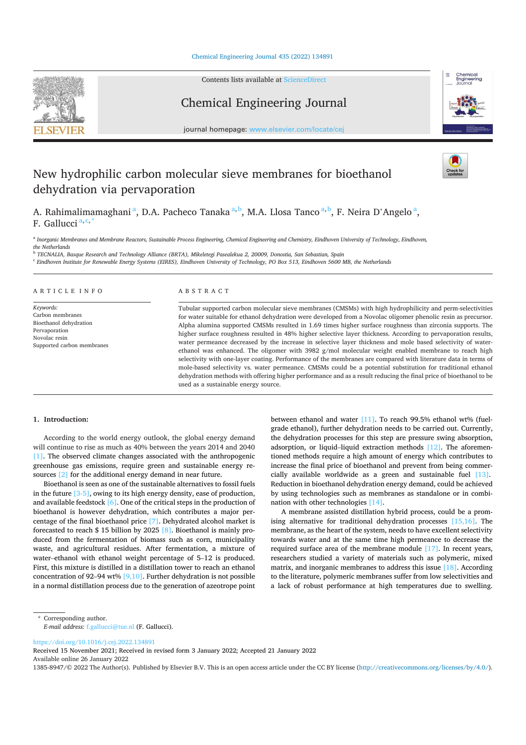# New hydrophilic carbon molecular sieve membranes for bioethanol dehydration via pervaporation

A. Rahimalimamaghani [a], D.A. Pacheco Tanaka [a,b], M.A. Llosa Tanco [a,b], F. Neira D'Angelo [a], F. Gallucci [a,c,*]

[a] Inorganic Membranes and Membrane Reactors, Sustainable Process Engineering, Chemical Engineering and Chemistry, Eindhoven University of Technology, Eindhoven, the Netherlands

[b] TECNALIA, Basque Research and Technology Alliance (BRTA), Mikeletegi Pasealekua 2, 20009, Donostia, San Sebastian, Spain

[c] Eindhoven Institute for Renewable Energy Systems (EIRES), Eindhoven University of Technology, PO Box 513, Eindhoven 5600 MB, the Netherlands

## ARTICLE INFO

*Keywords:*
Carbon membranes
Bioethanol dehydration
Pervaporation
Novolac resin
Supported carbon membranes

## ABSTRACT

Tubular supported carbon molecular sieve membranes (CMSMs) with high hydrophilicity and perm-selectivities for water suitable for ethanol dehydration were developed from a Novolac oligomer phenolic resin as precursor. Alpha alumina supported CMSMs resulted in 1.69 times higher surface roughness than zirconia supports. The higher surface roughness resulted in 48% higher selective layer thickness. According to pervaporation results, water permeance decreased by the increase in selective layer thickness and mole based selectivity of water-ethanol was enhanced. The oligomer with 3982 g/mol molecular weight enabled membrane to reach high selectivity with one-layer coating. Performance of the membranes are compared with literature data in terms of mole-based selectivity vs. water permeance. CMSMs could be a potential substitution for traditional ethanol dehydration methods with offering higher performance and as a result reducing the final price of bioethanol to be used as a sustainable energy source.

## 1. Introduction:

According to the world energy outlook, the global energy demand will continue to rise as much as 40% between the years 2014 and 2040 [1]. The observed climate changes associated with the anthropogenic greenhouse gas emissions, require green and sustainable energy resources [2] for the additional energy demand in near future.

Bioethanol is seen as one of the sustainable alternatives to fossil fuels in the future [3-5], owing to its high energy density, ease of production, and available feedstock [6]. One of the critical steps in the production of bioethanol is however dehydration, which contributes a major percentage of the final bioethanol price [7]. Dehydrated alcohol market is forecasted to reach $ 15 billion by 2025 [8]. Bioethanol is mainly produced from the fermentation of biomass such as corn, municipality waste, and agricultural residues. After fermentation, a mixture of water–ethanol with ethanol weight percentage of 5–12 is produced. First, this mixture is distilled in a distillation tower to reach an ethanol concentration of 92–94 wt% [9,10]. Further dehydration is not possible in a normal distillation process due to the generation of azeotrope point between ethanol and water [11]. To reach 99.5% ethanol wt% (fuel-grade ethanol), further dehydration needs to be carried out. Currently, the dehydration processes for this step are pressure swing absorption, adsorption, or liquid–liquid extraction methods [12]. The aforementioned methods require a high amount of energy which contributes to increase the final price of bioethanol and prevent from being commercially available worldwide as a green and sustainable fuel [13]. Reduction in bioethanol dehydration energy demand, could be achieved by using technologies such as membranes as standalone or in combination with other technologies [14].

A membrane assisted distillation hybrid process, could be a promising alternative for traditional dehydration processes [15,16]. The membrane, as the heart of the system, needs to have excellent selectivity towards water and at the same time high permeance to decrease the required surface area of the membrane module [17]. In recent years, researchers studied a variety of materials such as polymeric, mixed matrix, and inorganic membranes to address this issue [18]. According to the literature, polymeric membranes suffer from low selectivities and a lack of robust performance at high temperatures due to swelling.

\* Corresponding author.
*E-mail address:* f.gallucci@tue.nl (F. Gallucci).

https://doi.org/10.1016/j.cej.2022.134891
Received 15 November 2021; Received in revised form 3 January 2022; Accepted 21 January 2022
Available online 26 January 2022
1385-8947/© 2022 The Author(s). Published by Elsevier B.V. This is an open access article under the CC BY license (http://creativecommons.org/licenses/by/4.0/).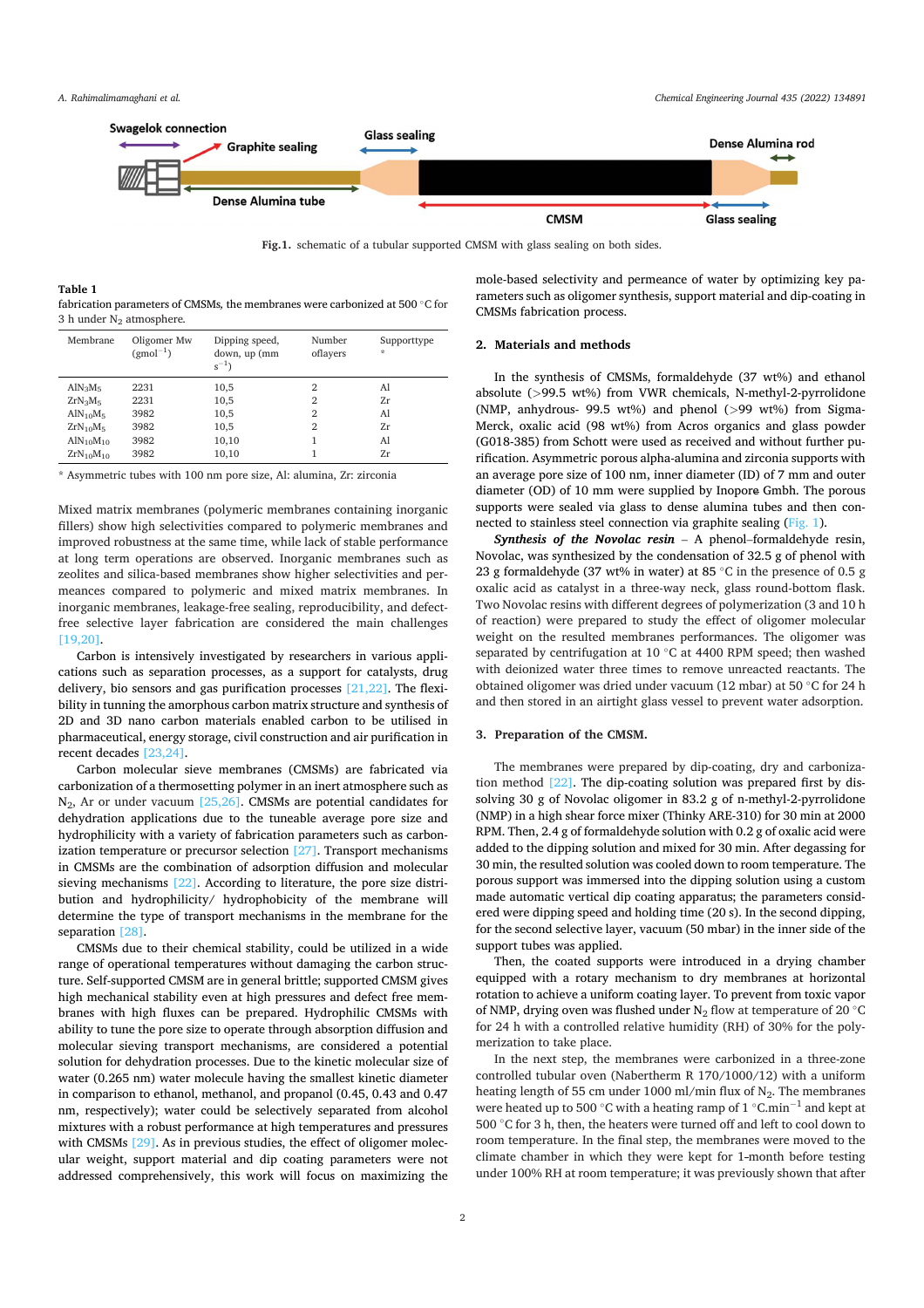Fig. 1. schematic of a tubular supported CMSM with glass sealing on both sides.

**Table 1**
fabrication parameters of CMSMs, the membranes were carbonized at 500 °C for 3 h under $N_2$ atmosphere.

| Membrane | Oligomer Mw ($gmol^{-1}$) | Dipping speed, down, up ($mm\ s^{-1}$) | Number oflayers | Supporttype * |
|---|---|---|---|---|
| $AlN_3M_5$ | 2231 | 10,5 | 2 | Al |
| $ZrN_3M_5$ | 2231 | 10,5 | 2 | Zr |
| $AlN_{10}M_5$ | 3982 | 10,5 | 2 | Al |
| $ZrN_{10}M_5$ | 3982 | 10,5 | 2 | Zr |
| $AlN_{10}M_{10}$ | 3982 | 10,10 | 1 | Al |
| $ZrN_{10}M_{10}$ | 3982 | 10,10 | 1 | Zr |

* Asymmetric tubes with 100 nm pore size, Al: alumina, Zr: zirconia

Mixed matrix membranes (polymeric membranes containing inorganic fillers) show high selectivities compared to polymeric membranes and improved robustness at the same time, while lack of stable performance at long term operations are observed. Inorganic membranes such as zeolites and silica-based membranes show higher selectivities and permeances compared to polymeric and mixed matrix membranes. In inorganic membranes, leakage-free sealing, reproducibility, and defect-free selective layer fabrication are considered the main challenges [19,20].

Carbon is intensively investigated by researchers in various applications such as separation processes, as a support for catalysts, drug delivery, bio sensors and gas purification processes [21,22]. The flexibility in tunning the amorphous carbon matrix structure and synthesis of 2D and 3D nano carbon materials enabled carbon to be utilised in pharmaceutical, energy storage, civil construction and air purification in recent decades [23,24].

Carbon molecular sieve membranes (CMSMs) are fabricated via carbonization of a thermosetting polymer in an inert atmosphere such as $N_2$, Ar or under vacuum [25,26]. CMSMs are potential candidates for dehydration applications due to the tuneable average pore size and hydrophilicity with a variety of fabrication parameters such as carbonization temperature or precursor selection [27]. Transport mechanisms in CMSMs are the combination of adsorption diffusion and molecular sieving mechanisms [22]. According to literature, the pore size distribution and hydrophilicity/ hydrophobicity of the membrane will determine the type of transport mechanisms in the membrane for the separation [28].

CMSMs due to their chemical stability, could be utilized in a wide range of operational temperatures without damaging the carbon structure. Self-supported CMSM are in general brittle; supported CMSM gives high mechanical stability even at high pressures and defect free membranes with high fluxes can be prepared. Hydrophilic CMSMs with ability to tune the pore size to operate through absorption diffusion and molecular sieving transport mechanisms, are considered a potential solution for dehydration processes. Due to the kinetic molecular size of water (0.265 nm) water molecule having the smallest kinetic diameter in comparison to ethanol, methanol, and propanol (0.45, 0.43 and 0.47 nm, respectively); water could be selectively separated from alcohol mixtures with a robust performance at high temperatures and pressures with CMSMs [29]. As in previous studies, the effect of oligomer molecular weight, support material and dip coating parameters were not addressed comprehensively, this work will focus on maximizing the mole-based selectivity and permeance of water by optimizing key parameters such as oligomer synthesis, support material and dip-coating in CMSMs fabrication process.

## 2. Materials and methods

In the synthesis of CMSMs, formaldehyde (37 wt%) and ethanol absolute (>99.5 wt%) from VWR chemicals, N-methyl-2-pyrrolidone (NMP, anhydrous- 99.5 wt%) and phenol (>99 wt%) from Sigma-Merck, oxalic acid (98 wt%) from Acros organics and glass powder (G018-385) from Schott were used as received and without further purification. Asymmetric porous alpha-alumina and zirconia supports with an average pore size of 100 nm, inner diameter (ID) of 7 mm and outer diameter (OD) of 10 mm were supplied by Inopore Gmbh. The porous supports were sealed via glass to dense alumina tubes and then connected to stainless steel connection via graphite sealing (Fig. 1).

***Synthesis of the Novolac resin*** – A phenol–formaldehyde resin, Novolac, was synthesized by the condensation of 32.5 g of phenol with 23 g formaldehyde (37 wt% in water) at 85 °C in the presence of 0.5 g oxalic acid as catalyst in a three-way neck, glass round-bottom flask. Two Novolac resins with different degrees of polymerization (3 and 10 h of reaction) were prepared to study the effect of oligomer molecular weight on the resulted membranes performances. The oligomer was separated by centrifugation at 10 °C at 4400 RPM speed; then washed with deionized water three times to remove unreacted reactants. The obtained oligomer was dried under vacuum (12 mbar) at 50 °C for 24 h and then stored in an airtight glass vessel to prevent water adsorption.

## 3. Preparation of the CMSM.

The membranes were prepared by dip-coating, dry and carbonization method [22]. The dip-coating solution was prepared first by dissolving 30 g of Novolac oligomer in 83.2 g of n-methyl-2-pyrrolidone (NMP) in a high shear force mixer (Thinky ARE-310) for 30 min at 2000 RPM. Then, 2.4 g of formaldehyde solution with 0.2 g of oxalic acid were added to the dipping solution and mixed for 30 min. After degassing for 30 min, the resulted solution was cooled down to room temperature. The porous support was immersed into the dipping solution using a custom made automatic vertical dip coating apparatus; the parameters considered were dipping speed and holding time (20 s). In the second dipping, for the second selective layer, vacuum (50 mbar) in the inner side of the support tubes was applied.

Then, the coated supports were introduced in a drying chamber equipped with a rotary mechanism to dry membranes at horizontal rotation to achieve a uniform coating layer. To prevent from toxic vapor of NMP, drying oven was flushed under $N_2$ flow at temperature of 20 °C for 24 h with a controlled relative humidity (RH) of 30% for the polymerization to take place.

In the next step, the membranes were carbonized in a three-zone controlled tubular oven (Nabertherm R 170/1000/12) with a uniform heating length of 55 cm under 1000 ml/min flux of $N_2$. The membranes were heated up to 500 °C with a heating ramp of 1 $°C.min^{-1}$ and kept at 500 °C for 3 h, then, the heaters were turned off and left to cool down to room temperature. In the final step, the membranes were moved to the climate chamber in which they were kept for 1-month before testing under 100% RH at room temperature; it was previously shown that after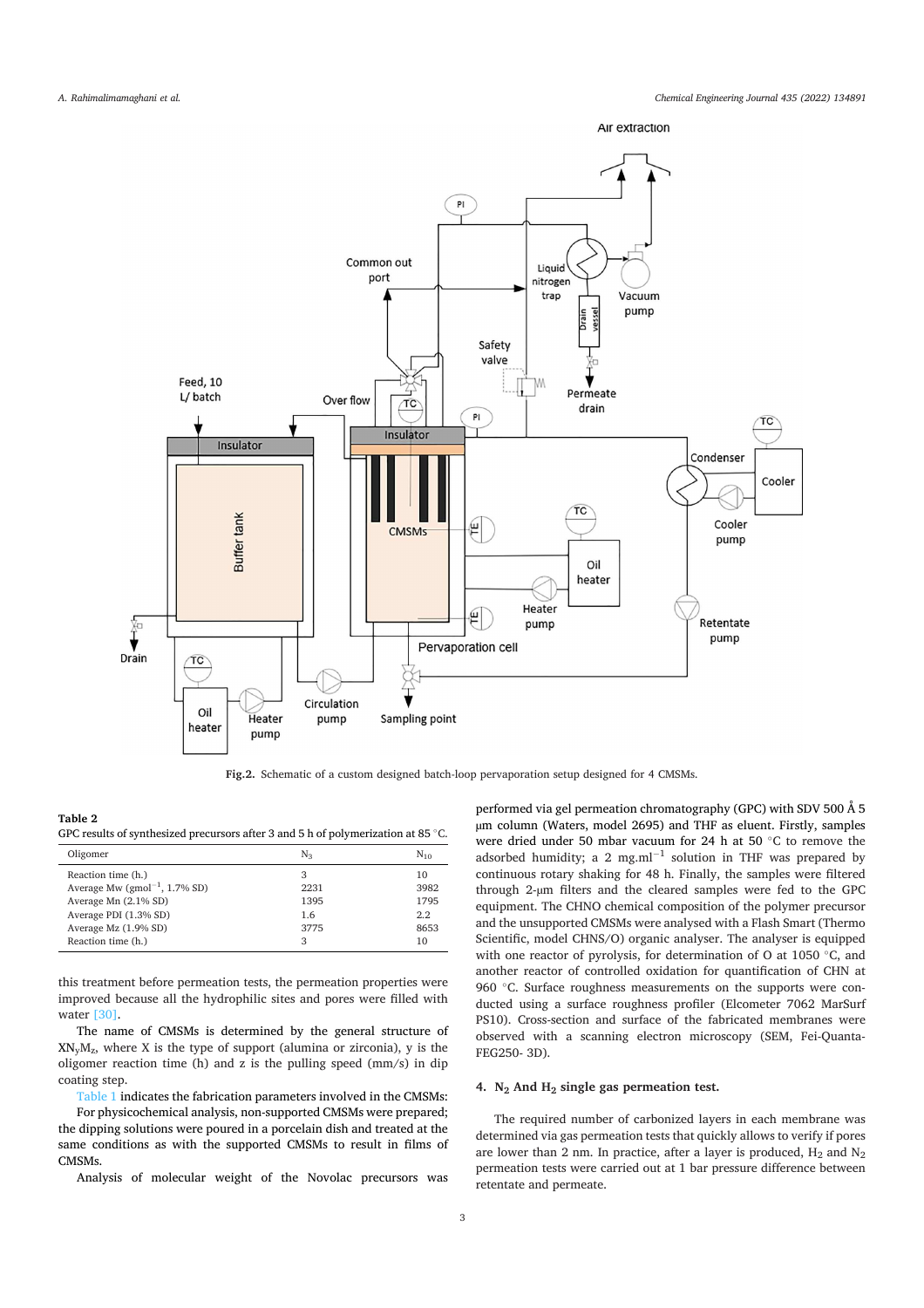Fig.2. Schematic of a custom designed batch-loop pervaporation setup designed for 4 CMSMs.

**Table 2**
GPC results of synthesized precursors after 3 and 5 h of polymerization at 85 °C.

| Oligomer | $N_3$ | $N_{10}$ |
|---|---|---|
| Reaction time (h.) | 3 | 10 |
| Average Mw ($gmol^{-1}$, 1.7% SD) | 2231 | 3982 |
| Average Mn (2.1% SD) | 1395 | 1795 |
| Average PDI (1.3% SD) | 1.6 | 2.2 |
| Average Mz (1.9% SD) | 3775 | 8653 |
| Reaction time (h.) | 3 | 10 |

this treatment before permeation tests, the permeation properties were improved because all the hydrophilic sites and pores were filled with water [30].

The name of CMSMs is determined by the general structure of $XN_yM_z$, where X is the type of support (alumina or zirconia), y is the oligomer reaction time (h) and z is the pulling speed (mm/s) in dip coating step.

Table 1 indicates the fabrication parameters involved in the CMSMs:

For physicochemical analysis, non-supported CMSMs were prepared; the dipping solutions were poured in a porcelain dish and treated at the same conditions as with the supported CMSMs to result in films of CMSMs.

Analysis of molecular weight of the Novolac precursors was performed via gel permeation chromatography (GPC) with SDV 500 Å 5 μm column (Waters, model 2695) and THF as eluent. Firstly, samples were dried under 50 mbar vacuum for 24 h at 50 °C to remove the adsorbed humidity; a 2 $mg.ml^{-1}$ solution in THF was prepared by continuous rotary shaking for 48 h. Finally, the samples were filtered through 2-μm filters and the cleared samples were fed to the GPC equipment. The CHNO chemical composition of the polymer precursor and the unsupported CMSMs were analysed with a Flash Smart (Thermo Scientific, model CHNS/O) organic analyser. The analyser is equipped with one reactor of pyrolysis, for determination of O at 1050 °C, and another reactor of controlled oxidation for quantification of CHN at 960 °C. Surface roughness measurements on the supports were conducted using a surface roughness profiler (Elcometer 7062 MarSurf PS10). Cross-section and surface of the fabricated membranes were observed with a scanning electron microscopy (SEM, Fei-Quanta-FEG250- 3D).

## 4. $N_2$ And $H_2$ single gas permeation test.

The required number of carbonized layers in each membrane was determined via gas permeation tests that quickly allows to verify if pores are lower than 2 nm. In practice, after a layer is produced, $H_2$ and $N_2$ permeation tests were carried out at 1 bar pressure difference between retentate and permeate.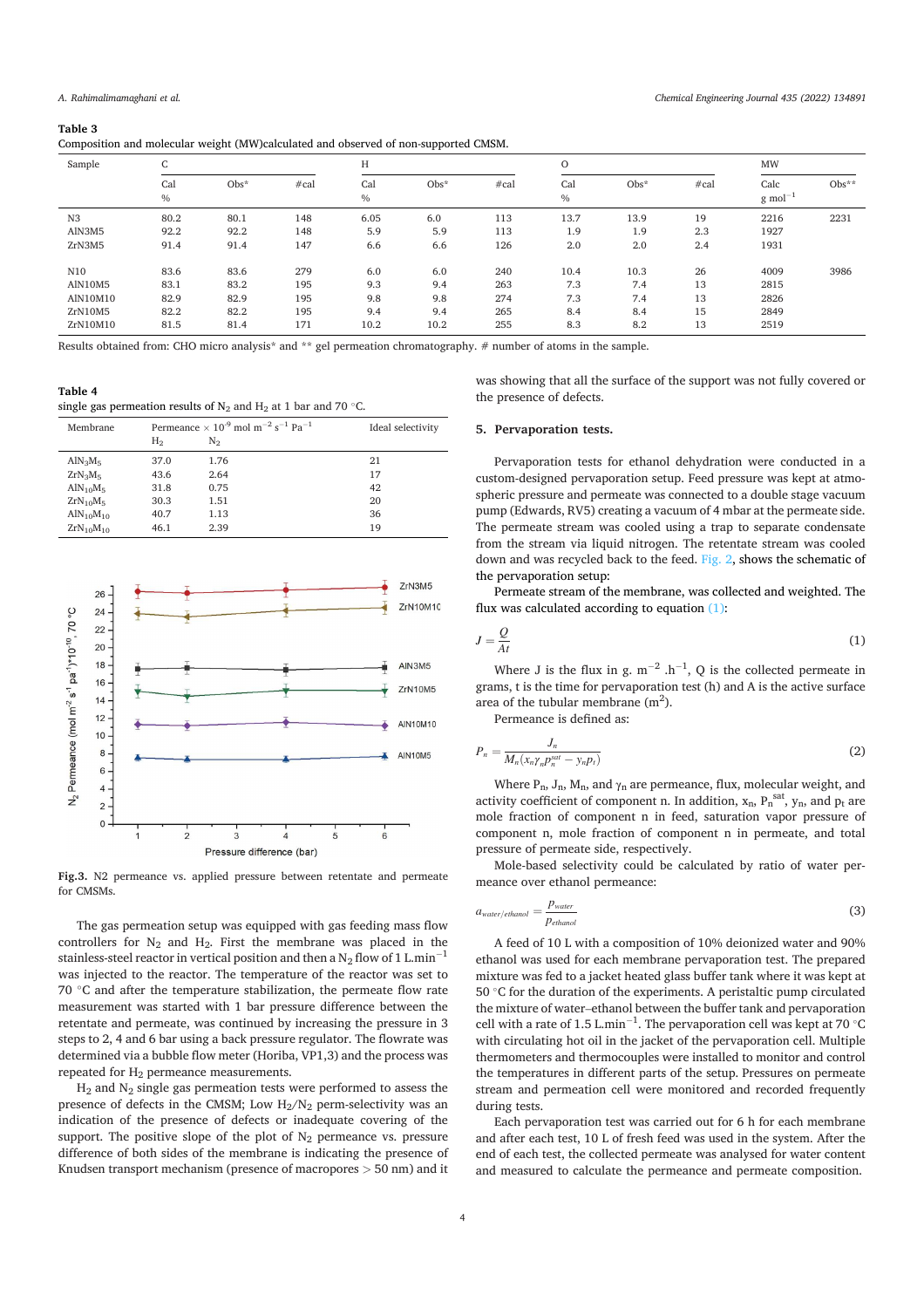**Table 3**
Composition and molecular weight (MW)calculated and observed of non-supported CMSM.

| Sample | C | | | H | | | O | | | MW | |
|---|---|---|---|---|---|---|---|---|---|---|---|
| | Cal % | Obs* | #cal | Cal % | Obs* | #cal | Cal % | Obs* | #cal | Calc g mol$^{-1}$ | Obs** |
| N3 | 80.2 | 80.1 | 148 | 6.05 | 6.0 | 113 | 13.7 | 13.9 | 19 | 2216 | 2231 |
| AlN3M5 | 92.2 | 92.2 | 148 | 5.9 | 5.9 | 113 | 1.9 | 1.9 | 2.3 | 1927 | |
| ZrN3M5 | 91.4 | 91.4 | 147 | 6.6 | 6.6 | 126 | 2.0 | 2.0 | 2.4 | 1931 | |
| N10 | 83.6 | 83.6 | 279 | 6.0 | 6.0 | 240 | 10.4 | 10.3 | 26 | 4009 | 3986 |
| AlN10M5 | 83.1 | 83.2 | 195 | 9.3 | 9.4 | 263 | 7.3 | 7.4 | 13 | 2815 | |
| AlN10M10 | 82.9 | 82.9 | 195 | 9.8 | 9.8 | 274 | 7.3 | 7.4 | 13 | 2826 | |
| ZrN10M5 | 82.2 | 82.2 | 195 | 9.4 | 9.4 | 265 | 8.4 | 8.4 | 15 | 2849 | |
| ZrN10M10 | 81.5 | 81.4 | 171 | 10.2 | 10.2 | 255 | 8.3 | 8.2 | 13 | 2519 | |

Results obtained from: CHO micro analysis* and ** gel permeation chromatography. # number of atoms in the sample.

**Table 4**
single gas permeation results of $N_2$ and $H_2$ at 1 bar and 70 °C.

| Membrane | Permeance × $10^{-9}$ mol m$^{-2}$ s$^{-1}$ Pa$^{-1}$ | | Ideal selectivity |
|---|---|---|---|
| | $H_2$ | $N_2$ | |
| $AlN_3M_5$ | 37.0 | 1.76 | 21 |
| $ZrN_3M_5$ | 43.6 | 2.64 | 17 |
| $AlN_{10}M_5$ | 31.8 | 0.75 | 42 |
| $ZrN_{10}M_5$ | 30.3 | 1.51 | 20 |
| $AlN_{10}M_{10}$ | 40.7 | 1.13 | 36 |
| $ZrN_{10}M_{10}$ | 46.1 | 2.39 | 19 |

**Fig.3.** N2 permeance vs. applied pressure between retentate and permeate for CMSMs.

The gas permeation setup was equipped with gas feeding mass flow controllers for $N_2$ and $H_2$. First the membrane was placed in the stainless-steel reactor in vertical position and then a $N_2$ flow of 1 L.min$^{-1}$ was injected to the reactor. The temperature of the reactor was set to 70 °C and after the temperature stabilization, the permeate flow rate measurement was started with 1 bar pressure difference between the retentate and permeate, was continued by increasing the pressure in 3 steps to 2, 4 and 6 bar using a back pressure regulator. The flowrate was determined via a bubble flow meter (Horiba, VP1,3) and the process was repeated for $H_2$ permeance measurements.

$H_2$ and $N_2$ single gas permeation tests were performed to assess the presence of defects in the CMSM; Low $H_2/N_2$ perm-selectivity was an indication of the presence of defects or inadequate covering of the support. The positive slope of the plot of $N_2$ permeance vs. pressure difference of both sides of the membrane is indicating the presence of Knudsen transport mechanism (presence of macropores > 50 nm) and it was showing that all the surface of the support was not fully covered or the presence of defects.

## 5. Pervaporation tests.

Pervaporation tests for ethanol dehydration were conducted in a custom-designed pervaporation setup. Feed pressure was kept at atmospheric pressure and permeate was connected to a double stage vacuum pump (Edwards, RV5) creating a vacuum of 4 mbar at the permeate side. The permeate stream was cooled using a trap to separate condensate from the stream via liquid nitrogen. The retentate stream was cooled down and was recycled back to the feed. Fig. 2, shows the schematic of the pervaporation setup:

Permeate stream of the membrane, was collected and weighted. The flux was calculated according to equation (1):

$$J = \frac{Q}{At} \tag{1}$$

Where J is the flux in g. m$^{-2}$ .h$^{-1}$, Q is the collected permeate in grams, t is the time for pervaporation test (h) and A is the active surface area of the tubular membrane (m$^2$).

Permeance is defined as:

$$P_n = \frac{J_n}{M_n(x_n\gamma_n p_n^{sat} - y_n p_t)} \tag{2}$$

Where $P_n$, $J_n$, $M_n$, and $\gamma_n$ are permeance, flux, molecular weight, and activity coefficient of component n. In addition, $x_n$, $P_n^{sat}$, $y_n$, and $p_t$ are mole fraction of component n in feed, saturation vapor pressure of component n, mole fraction of component n in permeate, and total pressure of permeate side, respectively.

Mole-based selectivity could be calculated by ratio of water permeance over ethanol permeance:

$$a_{water/ethanol} = \frac{p_{water}}{p_{ethanol}} \tag{3}$$

A feed of 10 L with a composition of 10% deionized water and 90% ethanol was used for each membrane pervaporation test. The prepared mixture was fed to a jacket heated glass buffer tank where it was kept at 50 °C for the duration of the experiments. A peristaltic pump circulated the mixture of water–ethanol between the buffer tank and pervaporation cell with a rate of 1.5 L.min$^{-1}$. The pervaporation cell was kept at 70 °C with circulating hot oil in the jacket of the pervaporation cell. Multiple thermometers and thermocouples were installed to monitor and control the temperatures in different parts of the setup. Pressures on permeate stream and permeation cell were monitored and recorded frequently during tests.

Each pervaporation test was carried out for 6 h for each membrane and after each test, 10 L of fresh feed was used in the system. After the end of each test, the collected permeate was analysed for water content and measured to calculate the permeance and permeate composition.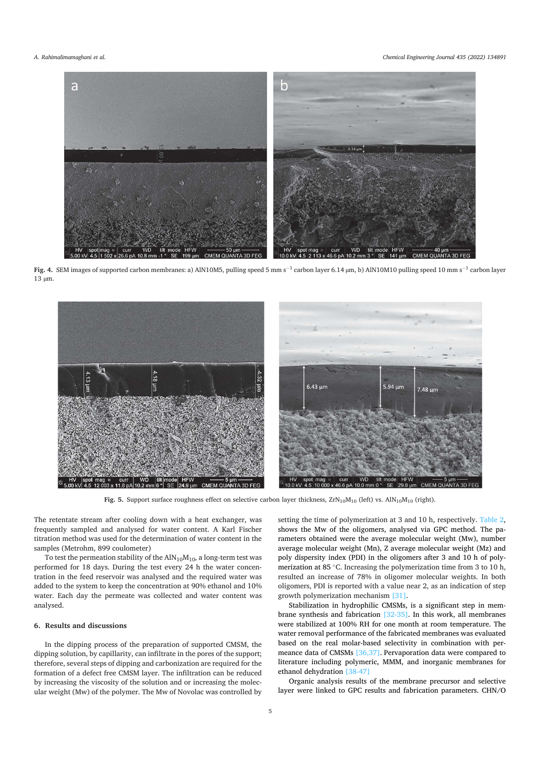Fig. 4. SEM images of supported carbon membranes: a) AlN10M5, pulling speed 5 mm $s^{-1}$ carbon layer 6.14 μm, b) AlN10M10 pulling speed 10 mm $s^{-1}$ carbon layer 13 μm.

Fig. 5. Support surface roughness effect on selective carbon layer thickness, $ZrN_{10}M_{10}$ (left) vs. $AlN_{10}M_{10}$ (right).

The retentate stream after cooling down with a heat exchanger, was frequently sampled and analysed for water content. A Karl Fischer titration method was used for the determination of water content in the samples (Metrohm, 899 coulometer)

To test the permeation stability of the $AlN_{10}M_{10}$, a long-term test was performed for 18 days. During the test every 24 h the water concentration in the feed reservoir was analysed and the required water was added to the system to keep the concentration at 90% ethanol and 10% water. Each day the permeate was collected and water content was analysed.

## 6. Results and discussions

In the dipping process of the preparation of supported CMSM, the dipping solution, by capillarity, can infiltrate in the pores of the support; therefore, several steps of dipping and carbonization are required for the formation of a defect free CMSM layer. The infiltration can be reduced by increasing the viscosity of the solution and or increasing the molecular weight (Mw) of the polymer. The Mw of Novolac was controlled by setting the time of polymerization at 3 and 10 h, respectively. Table 2, shows the Mw of the oligomers, analysed via GPC method. The parameters obtained were the average molecular weight (Mw), number average molecular weight (Mn), Z average molecular weight (Mz) and poly dispersity index (PDI) in the oligomers after 3 and 10 h of polymerization at 85 °C. Increasing the polymerization time from 3 to 10 h, resulted an increase of 78% in oligomer molecular weights. In both oligomers, PDI is reported with a value near 2, as an indication of step growth polymerization mechanism [31].

Stabilization in hydrophilic CMSMs, is a significant step in membrane synthesis and fabrication [32-35]. In this work, all membranes were stabilized at 100% RH for one month at room temperature. The water removal performance of the fabricated membranes was evaluated based on the real molar-based selectivity in combination with permeance data of CMSMs [36,37]. Pervaporation data were compared to literature including polymeric, MMM, and inorganic membranes for ethanol dehydration [38-47]

Organic analysis results of the membrane precursor and selective layer were linked to GPC results and fabrication parameters. CHN/O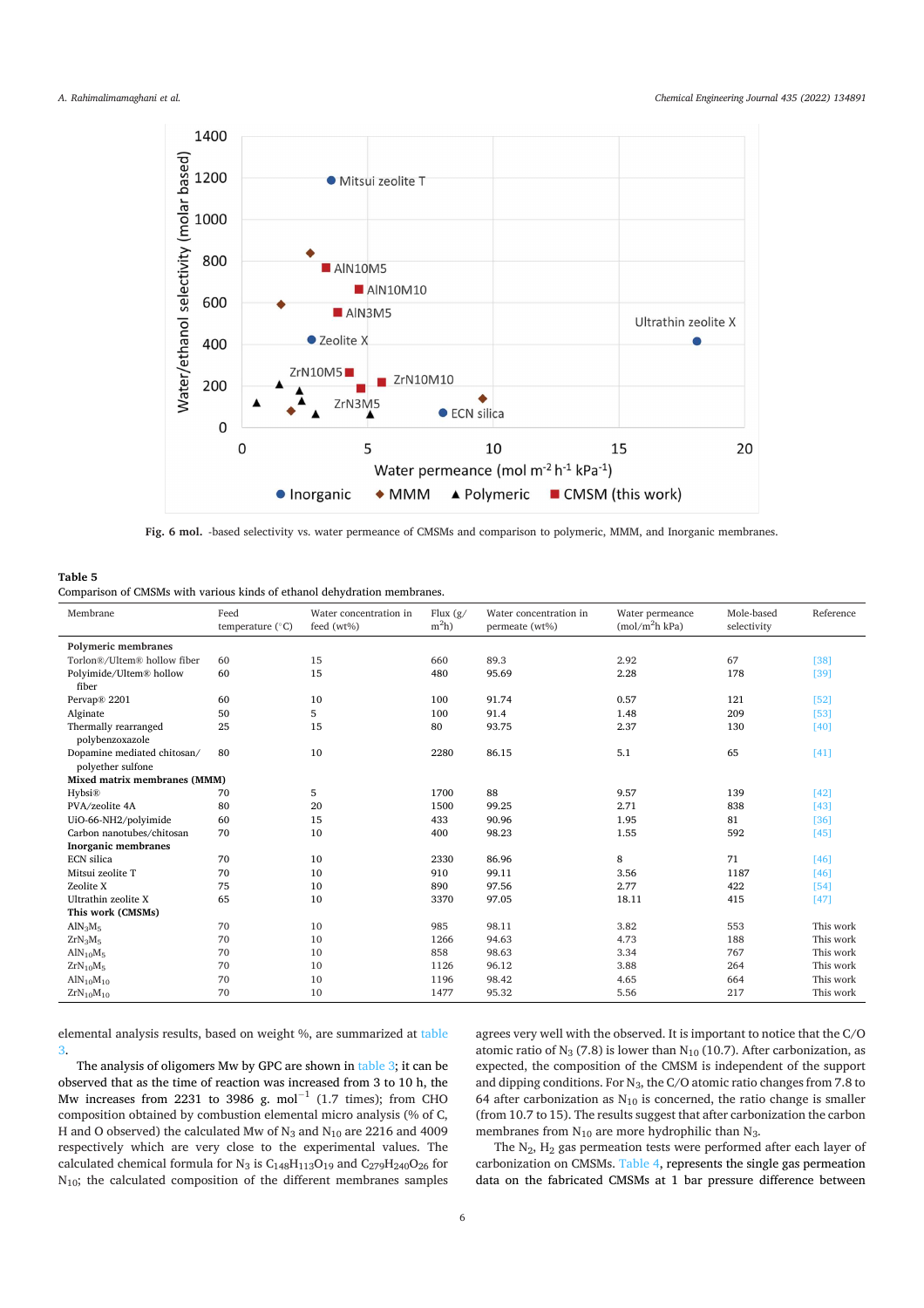Fig. 6 mol. -based selectivity vs. water permeance of CMSMs and comparison to polymeric, MMM, and Inorganic membranes.

**Table 5**
Comparison of CMSMs with various kinds of ethanol dehydration membranes.

| Membrane | Feed temperature (°C) | Water concentration in feed (wt%) | Flux (g/m$^2$h) | Water concentration in permeate (wt%) | Water permeance (mol/m$^2$h kPa) | Mole-based selectivity | Reference |
|---|---|---|---|---|---|---|---|
| **Polymeric membranes** | | | | | | | |
| Torlon®/Ultem® hollow fiber | 60 | 15 | 660 | 89.3 | 2.92 | 67 | [38] |
| Polyimide/Ultem® hollow fiber | 60 | 15 | 480 | 95.69 | 2.28 | 178 | [39] |
| Pervap® 2201 | 60 | 10 | 100 | 91.74 | 0.57 | 121 | [52] |
| Alginate | 50 | 5 | 100 | 91.4 | 1.48 | 209 | [53] |
| Thermally rearranged polybenzoxazole | 25 | 15 | 80 | 93.75 | 2.37 | 130 | [40] |
| Dopamine mediated chitosan/polyether sulfone | 80 | 10 | 2280 | 86.15 | 5.1 | 65 | [41] |
| **Mixed matrix membranes (MMM)** | | | | | | | |
| Hybsi® | 70 | 5 | 1700 | 88 | 9.57 | 139 | [42] |
| PVA/zeolite 4A | 80 | 20 | 1500 | 99.25 | 2.71 | 838 | [43] |
| UiO-66-NH2/polyimide | 60 | 15 | 433 | 90.96 | 1.95 | 81 | [36] |
| Carbon nanotubes/chitosan | 70 | 10 | 400 | 98.23 | 1.55 | 592 | [45] |
| **Inorganic membranes** | | | | | | | |
| ECN silica | 70 | 10 | 2330 | 86.96 | 8 | 71 | [46] |
| Mitsui zeolite T | 70 | 10 | 910 | 99.11 | 3.56 | 1187 | [46] |
| Zeolite X | 75 | 10 | 890 | 97.56 | 2.77 | 422 | [54] |
| Ultrathin zeolite X | 65 | 10 | 3370 | 97.05 | 18.11 | 415 | [47] |
| **This work (CMSMs)** | | | | | | | |
| $AlN_3M_5$ | 70 | 10 | 985 | 98.11 | 3.82 | 553 | This work |
| $ZrN_3M_5$ | 70 | 10 | 1266 | 94.63 | 4.73 | 188 | This work |
| $AlN_{10}M_5$ | 70 | 10 | 858 | 98.63 | 3.34 | 767 | This work |
| $ZrN_{10}M_5$ | 70 | 10 | 1126 | 96.12 | 3.88 | 264 | This work |
| $AlN_{10}M_{10}$ | 70 | 10 | 1196 | 98.42 | 4.65 | 664 | This work |
| $ZrN_{10}M_{10}$ | 70 | 10 | 1477 | 95.32 | 5.56 | 217 | This work |

elemental analysis results, based on weight %, are summarized at table 3.

The analysis of oligomers Mw by GPC are shown in table 3; it can be observed that as the time of reaction was increased from 3 to 10 h, the Mw increases from 2231 to 3986 g. mol$^{-1}$ (1.7 times); from CHO composition obtained by combustion elemental micro analysis (% of C, H and O observed) the calculated Mw of $N_3$ and $N_{10}$ are 2216 and 4009 respectively which are very close to the experimental values. The calculated chemical formula for $N_3$ is $C_{148}H_{113}O_{19}$ and $C_{279}H_{240}O_{26}$ for $N_{10}$; the calculated composition of the different membranes samples agrees very well with the observed. It is important to notice that the C/O atomic ratio of $N_3$ (7.8) is lower than $N_{10}$ (10.7). After carbonization, as expected, the composition of the CMSM is independent of the support and dipping conditions. For $N_3$, the C/O atomic ratio changes from 7.8 to 64 after carbonization as $N_{10}$ is concerned, the ratio change is smaller (from 10.7 to 15). The results suggest that after carbonization the carbon membranes from $N_{10}$ are more hydrophilic than $N_3$.

The $N_2$, $H_2$ gas permeation tests were performed after each layer of carbonization on CMSMs. Table 4, represents the single gas permeation data on the fabricated CMSMs at 1 bar pressure difference between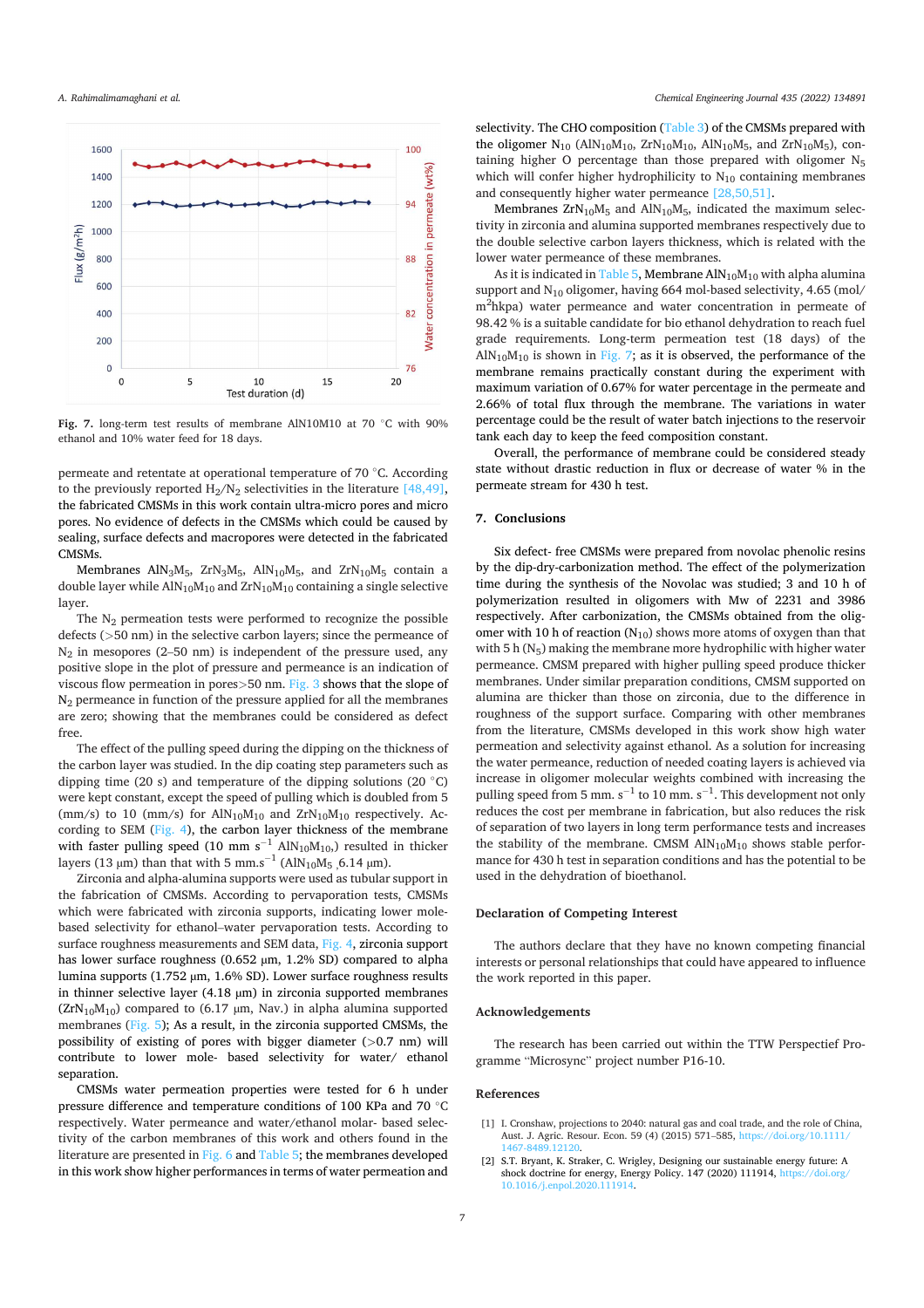Fig. 7. long-term test results of membrane AlN10M10 at 70 °C with 90% ethanol and 10% water feed for 18 days.

permeate and retentate at operational temperature of 70 °C. According to the previously reported $H_2/N_2$ selectivities in the literature [48,49], the fabricated CMSMs in this work contain ultra-micro pores and micro pores. No evidence of defects in the CMSMs which could be caused by sealing, surface defects and macropores were detected in the fabricated CMSMs.

Membranes $AlN_3M_5$, $ZrN_3M_5$, $AlN_{10}M_5$, and $ZrN_{10}M_5$ contain a double layer while $AlN_{10}M_{10}$ and $ZrN_{10}M_{10}$ containing a single selective layer.

The $N_2$ permeation tests were performed to recognize the possible defects (>50 nm) in the selective carbon layers; since the permeance of $N_2$ in mesopores (2–50 nm) is independent of the pressure used, any positive slope in the plot of pressure and permeance is an indication of viscous flow permeation in pores>50 nm. Fig. 3 shows that the slope of $N_2$ permeance in function of the pressure applied for all the membranes are zero; showing that the membranes could be considered as defect free.

The effect of the pulling speed during the dipping on the thickness of the carbon layer was studied. In the dip coating step parameters such as dipping time (20 s) and temperature of the dipping solutions (20 °C) were kept constant, except the speed of pulling which is doubled from 5 (mm/s) to 10 (mm/s) for $AlN_{10}M_{10}$ and $ZrN_{10}M_{10}$ respectively. According to SEM (Fig. 4), the carbon layer thickness of the membrane with faster pulling speed (10 mm $s^{-1}$ $AlN_{10}M_{10}$,) resulted in thicker layers (13 μm) than that with 5 mm.$s^{-1}$ ($AlN_{10}M_5$ ,6.14 μm).

Zirconia and alpha-alumina supports were used as tubular support in the fabrication of CMSMs. According to pervaporation tests, CMSMs which were fabricated with zirconia supports, indicating lower mole-based selectivity for ethanol–water pervaporation tests. According to surface roughness measurements and SEM data, Fig. 4, zirconia support has lower surface roughness (0.652 μm, 1.2% SD) compared to alpha lumina supports (1.752 μm, 1.6% SD). Lower surface roughness results in thinner selective layer (4.18 μm) in zirconia supported membranes ($ZrN_{10}M_{10}$) compared to (6.17 μm, Nav.) in alpha alumina supported membranes (Fig. 5); As a result, in the zirconia supported CMSMs, the possibility of existing of pores with bigger diameter (>0.7 nm) will contribute to lower mole- based selectivity for water/ ethanol separation.

CMSMs water permeation properties were tested for 6 h under pressure difference and temperature conditions of 100 KPa and 70 °C respectively. Water permeance and water/ethanol molar- based selectivity of the carbon membranes of this work and others found in the literature are presented in Fig. 6 and Table 5; the membranes developed in this work show higher performances in terms of water permeation and selectivity. The CHO composition (Table 3) of the CMSMs prepared with the oligomer $N_{10}$ ($AlN_{10}M_{10}$, $ZrN_{10}M_{10}$, $AlN_{10}M_5$, and $ZrN_{10}M_5$), containing higher O percentage than those prepared with oligomer $N_5$ which will confer higher hydrophilicity to $N_{10}$ containing membranes and consequently higher water permeance [28,50,51].

Membranes $ZrN_{10}M_5$ and $AlN_{10}M_5$, indicated the maximum selectivity in zirconia and alumina supported membranes respectively due to the double selective carbon layers thickness, which is related with the lower water permeance of these membranes.

As it is indicated in Table 5, Membrane $AlN_{10}M_{10}$ with alpha alumina support and $N_{10}$ oligomer, having 664 mol-based selectivity, 4.65 (mol/$m^2$hkpa) water permeance and water concentration in permeate of 98.42 % is a suitable candidate for bio ethanol dehydration to reach fuel grade requirements. Long-term permeation test (18 days) of the $AlN_{10}M_{10}$ is shown in Fig. 7; as it is observed, the performance of the membrane remains practically constant during the experiment with maximum variation of 0.67% for water percentage in the permeate and 2.66% of total flux through the membrane. The variations in water percentage could be the result of water batch injections to the reservoir tank each day to keep the feed composition constant.

Overall, the performance of membrane could be considered steady state without drastic reduction in flux or decrease of water % in the permeate stream for 430 h test.

## 7. Conclusions

Six defect- free CMSMs were prepared from novolac phenolic resins by the dip-dry-carbonization method. The effect of the polymerization time during the synthesis of the Novolac was studied; 3 and 10 h of polymerization resulted in oligomers with Mw of 2231 and 3986 respectively. After carbonization, the CMSMs obtained from the oligomer with 10 h of reaction ($N_{10}$) shows more atoms of oxygen than that with 5 h ($N_5$) making the membrane more hydrophilic with higher water permeance. CMSM prepared with higher pulling speed produce thicker membranes. Under similar preparation conditions, CMSM supported on alumina are thicker than those on zirconia, due to the difference in roughness of the support surface. Comparing with other membranes from the literature, CMSMs developed in this work show high water permeation and selectivity against ethanol. As a solution for increasing the water permeance, reduction of needed coating layers is achieved via increase in oligomer molecular weights combined with increasing the pulling speed from 5 mm. $s^{-1}$ to 10 mm. $s^{-1}$. This development not only reduces the cost per membrane in fabrication, but also reduces the risk of separation of two layers in long term performance tests and increases the stability of the membrane. CMSM $AlN_{10}M_{10}$ shows stable performance for 430 h test in separation conditions and has the potential to be used in the dehydration of bioethanol.

## Declaration of Competing Interest

The authors declare that they have no known competing financial interests or personal relationships that could have appeared to influence the work reported in this paper.

## Acknowledgements

The research has been carried out within the TTW Perspectief Programme “Microsync” project number P16-10.

## References

[1] I. Cronshaw, projections to 2040: natural gas and coal trade, and the role of China, Aust. J. Agric. Resour. Econ. 59 (4) (2015) 571–585, https://doi.org/10.1111/1467-8489.12120.

[2] S.T. Bryant, K. Straker, C. Wrigley, Designing our sustainable energy future: A shock doctrine for energy, Energy Policy. 147 (2020) 111914, https://doi.org/10.1016/j.enpol.2020.111914.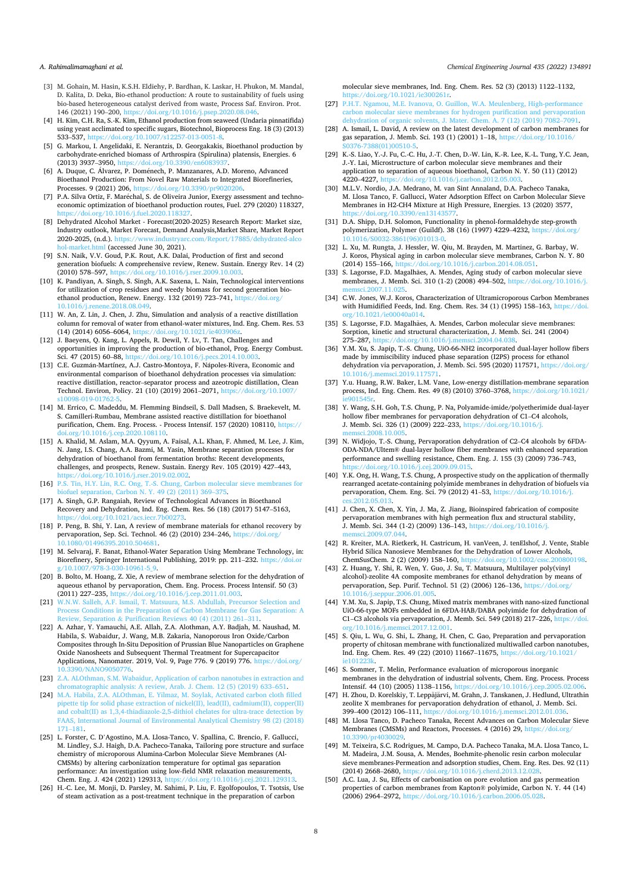[3] M. Gohain, M. Hasin, K.S.H. Eldiehy, P. Bardhan, K. Laskar, H. Phukon, M. Mandal, D. Kalita, D. Deka, Bio-ethanol production: A route to sustainability of fuels using bio-based heterogeneous catalyst derived from waste, Process Saf. Environ. Prot. 146 (2021) 190–200, https://doi.org/10.1016/j.psep.2020.08.046.

[4] H. Kim, C.H. Ra, S.-K. Kim, Ethanol production from seaweed (Undaria pinnatifida) using yeast acclimated to specific sugars, Biotechnol, Bioprocess Eng. 18 (3) (2013) 533–537, https://doi.org/10.1007/s12257-013-0051-8.

[5] G. Markou, I. Angelidaki, E. Nerantzis, D. Georgakakis, Bioethanol production by carbohydrate-enriched biomass of Arthrospira (Spirulina) platensis, Energies. 6 (2013) 3937–3950, https://doi.org/10.3390/en6083937.

[6] A. Duque, C. Álvarez, P. Doménech, P. Manzanares, A.D. Moreno, Advanced Bioethanol Production: From Novel Raw Materials to Integrated Biorefineries, Processes. 9 (2021) 206, https://doi.org/10.3390/pr9020206.

[7] P.A. Silva Ortiz, F. Maréchal, S. de Oliveira Junior, Exergy assessment and techno-economic optimization of bioethanol production routes, Fuel. 279 (2020) 118327, https://doi.org/10.1016/j.fuel.2020.118327.

[8] Dehydrated Alcohol Market - Forecast(2020-2025) Research Report: Market size, Industry outlook, Market Forecast, Demand Analysis,Market Share, Market Report 2020-2025, (n.d.). https://www.industryarc.com/Report/17885/dehydrated-alcohol-market.html (accessed June 30, 2021).

[9] S.N. Naik, V.V. Goud, P.K. Rout, A.K. Dalai, Production of first and second generation biofuels: A comprehensive review, Renew. Sustain. Energy Rev. 14 (2) (2010) 578–597, https://doi.org/10.1016/j.rser.2009.10.003.

[10] K. Pandiyan, A. Singh, S. Singh, A.K. Saxena, L. Nain, Technological interventions for utilization of crop residues and weedy biomass for second generation bio-ethanol production, Renew. Energy. 132 (2019) 723–741, https://doi.org/10.1016/j.renene.2018.08.049.

[11] W. An, Z. Lin, J. Chen, J. Zhu, Simulation and analysis of a reactive distillation column for removal of water from ethanol-water mixtures, Ind. Eng. Chem. Res. 53 (14) (2014) 6056–6064, https://doi.org/10.1021/ie403906z.

[12] J. Baeyens, Q. Kang, L. Appels, R. Dewil, Y. Lv, T. Tan, Challenges and opportunities in improving the production of bio-ethanol, Prog. Energy Combust. Sci. 47 (2015) 60–88, https://doi.org/10.1016/j.pecs.2014.10.003.

[13] C.E. Guzmán-Martínez, A.J. Castro-Montoya, F. Nápoles-Rivera, Economic and environmental comparison of bioethanol dehydration processes via simulation: reactive distillation, reactor–separator process and azeotropic distillation, Clean Technol. Environ. Policy. 21 (10) (2019) 2061–2071, https://doi.org/10.1007/s10098-019-01762-5.

[14] M. Errico, C. Madeddu, M. Flemming Bindseil, S. Dall Madsen, S. Braekevelt, M. S. Camilleri-Rumbau, Membrane assisted reactive distillation for bioethanol purification, Chem. Eng. Process. - Process Intensif. 157 (2020) 108110, https://doi.org/10.1016/j.cep.2020.108110.

[15] A. Khalid, M. Aslam, M.A. Qyyum, A. Faisal, A.L. Khan, F. Ahmed, M. Lee, J. Kim, N. Jang, I.S. Chang, A.A. Bazmi, M. Yasin, Membrane separation processes for dehydration of bioethanol from fermentation broths: Recent developments, challenges, and prospects, Renew. Sustain. Energy Rev. 105 (2019) 427–443, https://doi.org/10.1016/j.rser.2019.02.002.

[16] P.S. Tin, H.Y. Lin, R.C. Ong, T.-S. Chung, Carbon molecular sieve membranes for biofuel separation, Carbon N. Y. 49 (2) (2011) 369–375.

[17] A. Singh, G.P. Rangaiah, Review of Technological Advances in Bioethanol Recovery and Dehydration, Ind. Eng. Chem. Res. 56 (18) (2017) 5147–5163, https://doi.org/10.1021/acs.iecr.7b00273.

[18] P. Peng, B. Shi, Y. Lan, A review of membrane materials for ethanol recovery by pervaporation, Sep. Sci. Technol. 46 (2) (2010) 234–246, https://doi.org/10.1080/01496395.2010.504681.

[19] M. Selvaraj, F. Banat, Ethanol-Water Separation Using Membrane Technology, in: Biorefinery, Springer International Publishing, 2019: pp. 211–232. https://doi.org/10.1007/978-3-030-10961-5_9.

[20] B. Bolto, M. Hoang, Z. Xie, A review of membrane selection for the dehydration of aqueous ethanol by pervaporation, Chem. Eng. Process. Process Intensif. 50 (3) (2011) 227–235, https://doi.org/10.1016/j.cep.2011.01.003.

[21] W.N.W. Salleh, A.F. Ismail, T. Matsuura, M.S. Abdullah, Precursor Selection and Process Conditions in the Preparation of Carbon Membrane for Gas Separation: A Review, Separation & Purification Reviews 40 (4) (2011) 261–311.

[22] A. Azhar, Y. Yamauchi, A.E. Allah, Z.A. Alothman, A.Y. Badjah, M. Naushad, M. Habila, S. Wabaidur, J. Wang, M.B. Zakaria, Nanoporous Iron Oxide/Carbon Composites through In-Situ Deposition of Prussian Blue Nanoparticles on Graphene Oxide Nanosheets and Subsequent Thermal Treatment for Supercapacitor Applications, Nanomater. 2019, Vol. 9, Page 776. 9 (2019) 776. https://doi.org/10.3390/NANO9050776.

[23] Z.A. ALOthman, S.M. Wabaidur, Application of carbon nanotubes in extraction and chromatographic analysis: A review, Arab. J. Chem. 12 (5) (2019) 633–651.

[24] M.A. Habila, Z.A. ALOthman, E. Yilmaz, M. Soylak, Activated carbon cloth filled pipette tip for solid phase extraction of nickel(II), lead(II), cadmium(II), copper(II) and cobalt(II) as 1,3,4-thiadiazole-2,5-dithiol chelates for ultra-trace detection by FAAS, International Journal of Environmental Analytical Chemistry 98 (2) (2018) 171–181.

[25] L. Forster, C. D'Agostino, M.A. Llosa-Tanco, V. Spallina, C. Brencio, F. Gallucci, M. Lindley, S.J. Haigh, D.A. Pacheco-Tanaka, Tailoring pore structure and surface chemistry of microporous Alumina-Carbon Molecular Sieve Membranes (Al-CMSMs) by altering carbonization temperature for optimal gas separation performance: An investigation using low-field NMR relaxation measurements, Chem. Eng. J. 424 (2021) 129313, https://doi.org/10.1016/j.cej.2021.129313.

[26] H.-C. Lee, M. Monji, D. Parsley, M. Sahimi, P. Liu, F. Egolfopoulos, T. Tsotsis, Use of steam activation as a post-treatment technique in the preparation of carbon molecular sieve membranes, Ind. Eng. Chem. Res. 52 (3) (2013) 1122–1132, https://doi.org/10.1021/ie300261r.

[27] P.H.T. Ngamou, M.E. Ivanova, O. Guillon, W.A. Meulenberg, High-performance carbon molecular sieve membranes for hydrogen purification and pervaporation dehydration of organic solvents, J. Mater. Chem. A. 7 (12) (2019) 7082–7091.

[28] A. Ismail, L. David, A review on the latest development of carbon membranes for gas separation, J. Memb. Sci. 193 (1) (2001) 1–18, https://doi.org/10.1016/S0376-7388(01)00510-5.

[29] K.-S. Liao, Y.-J. Fu, C.-C. Hu, J.-T. Chen, D.-W. Lin, K.-R. Lee, K.-L. Tung, Y.C. Jean, J.-Y. Lai, Microstructure of carbon molecular sieve membranes and their application to separation of aqueous bioethanol, Carbon N. Y. 50 (11) (2012) 4220–4227, https://doi.org/10.1016/j.carbon.2012.05.003.

[30] M.L.V. Nordio, J.A. Medrano, M. van Sint Annaland, D.A. Pacheco Tanaka, M. Llosa Tanco, F. Gallucci, Water Adsorption Effect on Carbon Molecular Sieve Membranes in H2-CH4 Mixture at High Pressure, Energies. 13 (2020) 3577, https://doi.org/10.3390/en13143577.

[31] D.A. Shipp, D.H. Solomon, Functionality in phenol-formaldehyde step-growth polymerization, Polymer (Guildf). 38 (16) (1997) 4229–4232, https://doi.org/10.1016/S0032-3861(96)01013-0.

[32] L. Xu, M. Rungta, J. Hessler, W. Qiu, M. Brayden, M. Martinez, G. Barbay, W. J. Koros, Physical aging in carbon molecular sieve membranes, Carbon N. Y. 80 (2014) 155–166, https://doi.org/10.1016/j.carbon.2014.08.051.

[33] S. Lagorsse, F.D. Magalhães, A. Mendes, Aging study of carbon molecular sieve membranes, J. Memb. Sci. 310 (1-2) (2008) 494–502, https://doi.org/10.1016/j.memsci.2007.11.025.

[34] C.W. Jones, W.J. Koros, Characterization of Ultramicroporous Carbon Membranes with Humidified Feeds, Ind. Eng. Chem. Res. 34 (1) (1995) 158–163, https://doi.org/10.1021/ie00040a014.

[35] S. Lagorsse, F.D. Magalhães, A. Mendes, Carbon molecular sieve membranes: Sorption, kinetic and structural characterization, J. Memb. Sci. 241 (2004) 275–287, https://doi.org/10.1016/j.memsci.2004.04.038.

[36] Y.M. Xu, S. Japip, T.-S. Chung, UiO-66-NH2 incorporated dual-layer hollow fibers made by immiscibility induced phase separation (I2PS) process for ethanol dehydration via pervaporation, J. Memb. Sci. 595 (2020) 117571, https://doi.org/10.1016/j.memsci.2019.117571.

[37] Y.u. Huang, R.W. Baker, L.M. Vane, Low-energy distillation-membrane separation process, Ind. Eng. Chem. Res. 49 (8) (2010) 3760–3768, https://doi.org/10.1021/ie901545r.

[38] Y. Wang, S.H. Goh, T.S. Chung, P. Na, Polyamide-imide/polyetherimide dual-layer hollow fiber membranes for pervaporation dehydration of C1–C4 alcohols, J. Memb. Sci. 326 (1) (2009) 222–233, https://doi.org/10.1016/j.memsci.2008.10.005.

[39] N. Widjojo, T.-S. Chung, Pervaporation dehydration of C2–C4 alcohols by 6FDA-ODA-NDA/Ultem® dual-layer hollow fiber membranes with enhanced separation performance and swelling resistance, Chem. Eng. J. 155 (3) (2009) 736–743, https://doi.org/10.1016/j.cej.2009.09.015.

[40] Y.K. Ong, H. Wang, T.S. Chung, A prospective study on the application of thermally rearranged acetate-containing polyimide membranes in dehydration of biofuels via pervaporation, Chem. Eng. Sci. 79 (2012) 41–53, https://doi.org/10.1016/j.ces.2012.05.013.

[41] J. Chen, X. Chen, X. Yin, J. Ma, Z. Jiang, Bioinspired fabrication of composite pervaporation membranes with high permeation flux and structural stability, J. Memb. Sci. 344 (1-2) (2009) 136–143, https://doi.org/10.1016/j.memsci.2009.07.044.

[42] R. Kreiter, M.A. Rietkerk, H. Castricum, H. vanVeen, J. tenElshof, J. Vente, Stable Hybrid Silica Nanosieve Membranes for the Dehydration of Lower Alcohols, ChemSusChem. 2 (2) (2009) 158–160, https://doi.org/10.1002/cssc.200800198.

[43] Z. Huang, Y. Shi, R. Wen, Y. Guo, J. Su, T. Matsuura, Multilayer poly(vinyl alcohol)-zeolite 4A composite membranes for ethanol dehydration by means of pervaporation, Sep. Purif. Technol. 51 (2) (2006) 126–136, https://doi.org/10.1016/j.seppur.2006.01.005.

[44] Y.M. Xu, S. Japip, T.S. Chung, Mixed matrix membranes with nano-sized functional UiO-66-type MOFs embedded in 6FDA-HAB/DABA polyimide for dehydration of C1–C3 alcohols via pervaporation, J. Memb. Sci. 549 (2018) 217–226, https://doi.org/10.1016/j.memsci.2017.12.001.

[45] S. Qiu, L. Wu, G. Shi, L. Zhang, H. Chen, C. Gao, Preparation and pervaporation property of chitosan membrane with functionalized multiwalled carbon nanotubes, Ind. Eng. Chem. Res. 49 (22) (2010) 11667–11675, https://doi.org/10.1021/ie101223k.

[46] S. Sommer, T. Melin, Performance evaluation of microporous inorganic membranes in the dehydration of industrial solvents, Chem. Eng. Process. Process Intensif. 44 (10) (2005) 1138–1156, https://doi.org/10.1016/j.cep.2005.02.006.

[47] H. Zhou, D. Korelskiy, T. Leppäjärvi, M. Grahn, J. Tanskanen, J. Hedlund, Ultrathin zeolite X membranes for pervaporation dehydration of ethanol, J. Memb. Sci. 399–400 (2012) 106–111, https://doi.org/10.1016/j.memsci.2012.01.036.

[48] M. Llosa Tanco, D. Pacheco Tanaka, Recent Advances on Carbon Molecular Sieve Membranes (CMSMs) and Reactors, Processes. 4 (2016) 29, https://doi.org/10.3390/pr4030029.

[49] M. Teixeira, S.C. Rodrigues, M. Campo, D.A. Pacheco Tanaka, M.A. Llosa Tanco, L. M. Madeira, J.M. Sousa, A. Mendes, Boehmite-phenolic resin carbon molecular sieve membranes-Permeation and adsorption studies, Chem. Eng. Res. Des. 92 (11) (2014) 2668–2680, https://doi.org/10.1016/j.cherd.2013.12.028.

[50] A.C. Lua, J. Su, Effects of carbonisation on pore evolution and gas permeation properties of carbon membranes from Kapton® polyimide, Carbon N. Y. 44 (14) (2006) 2964–2972, https://doi.org/10.1016/j.carbon.2006.05.028.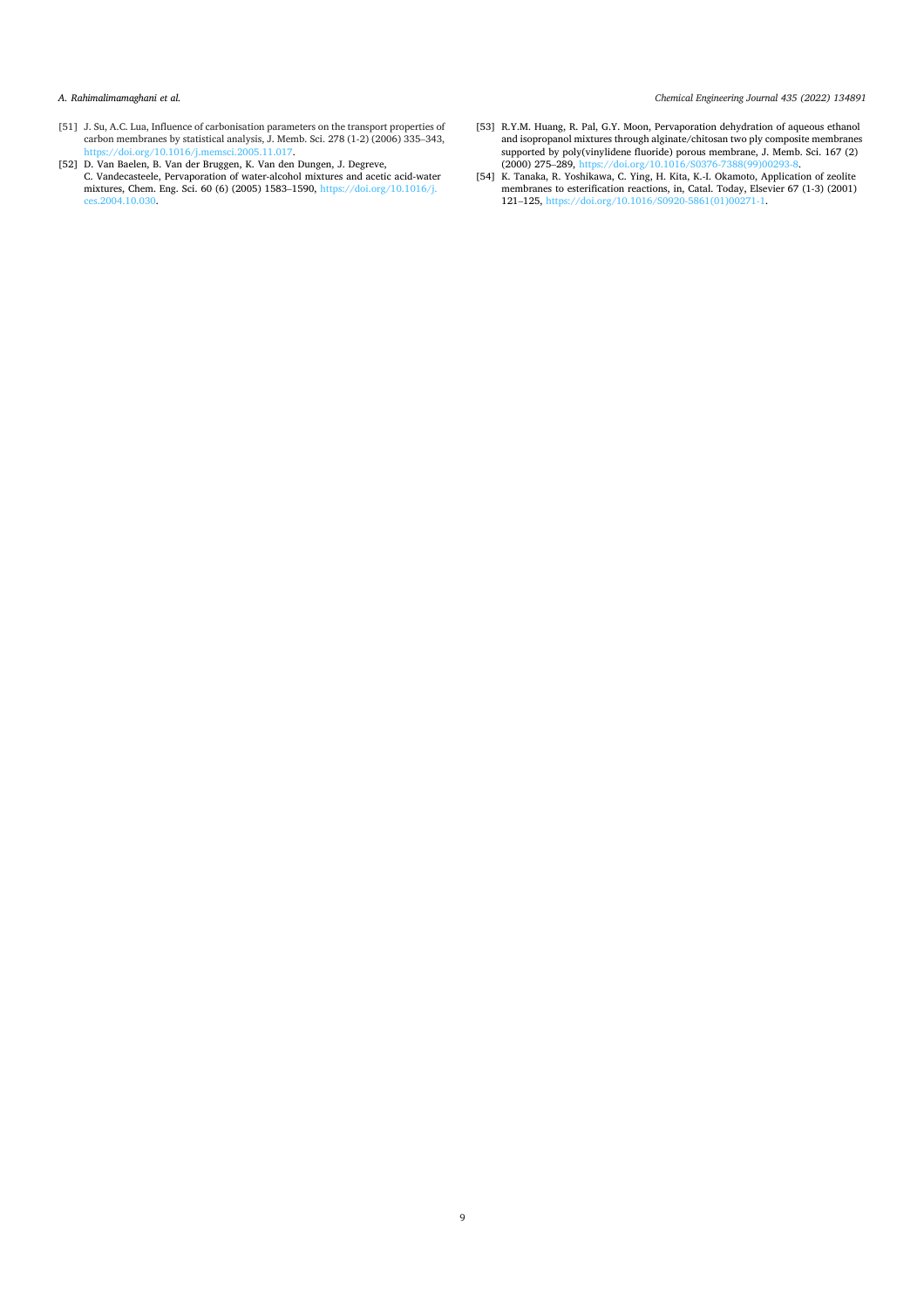[51] J. Su, A.C. Lua, Influence of carbonisation parameters on the transport properties of carbon membranes by statistical analysis, J. Memb. Sci. 278 (1-2) (2006) 335–343, https://doi.org/10.1016/j.memsci.2005.11.017.

[52] D. Van Baelen, B. Van der Bruggen, K. Van den Dungen, J. Degreve, C. Vandecasteele, Pervaporation of water-alcohol mixtures and acetic acid-water mixtures, Chem. Eng. Sci. 60 (6) (2005) 1583–1590, https://doi.org/10.1016/j.ces.2004.10.030.

[53] R.Y.M. Huang, R. Pal, G.Y. Moon, Pervaporation dehydration of aqueous ethanol and isopropanol mixtures through alginate/chitosan two ply composite membranes supported by poly(vinylidene fluoride) porous membrane, J. Memb. Sci. 167 (2) (2000) 275–289, https://doi.org/10.1016/S0376-7388(99)00293-8.

[54] K. Tanaka, R. Yoshikawa, C. Ying, H. Kita, K.-I. Okamoto, Application of zeolite membranes to esterification reactions, in, Catal. Today, Elsevier 67 (1-3) (2001) 121–125, https://doi.org/10.1016/S0920-5861(01)00271-1.